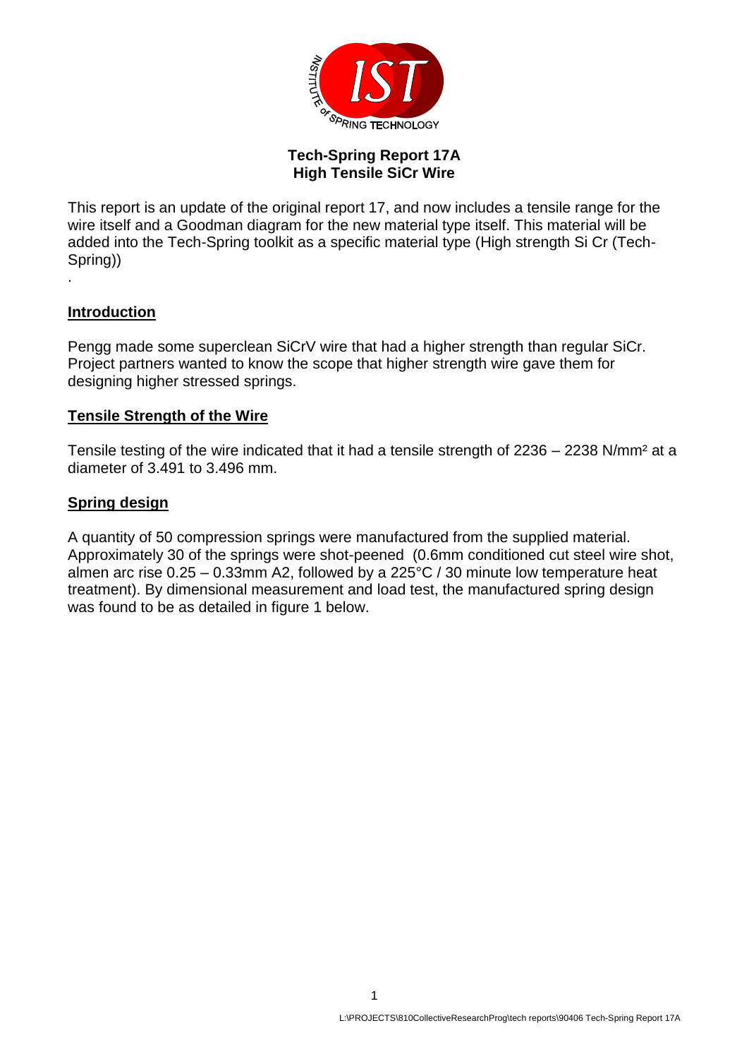# Tech-Spring Report 17A
## High Tensile SiCr Wire

This report is an update of the original report 17, and now includes a tensile range for the wire itself and a Goodman diagram for the new material type itself. This material will be added into the Tech-Spring toolkit as a specific material type (High strength Si Cr (Tech-Spring))

.

## Introduction

Pengg made some superclean SiCrV wire that had a higher strength than regular SiCr. Project partners wanted to know the scope that higher strength wire gave them for designing higher stressed springs.

## Tensile Strength of the Wire

Tensile testing of the wire indicated that it had a tensile strength of 2236 – 2238 N/mm$^2$ at a diameter of 3.491 to 3.496 mm.

## Spring design

A quantity of 50 compression springs were manufactured from the supplied material. Approximately 30 of the springs were shot-peened (0.6mm conditioned cut steel wire shot, almen arc rise 0.25 – 0.33mm A2, followed by a 225°C / 30 minute low temperature heat treatment). By dimensional measurement and load test, the manufactured spring design was found to be as detailed in figure 1 below.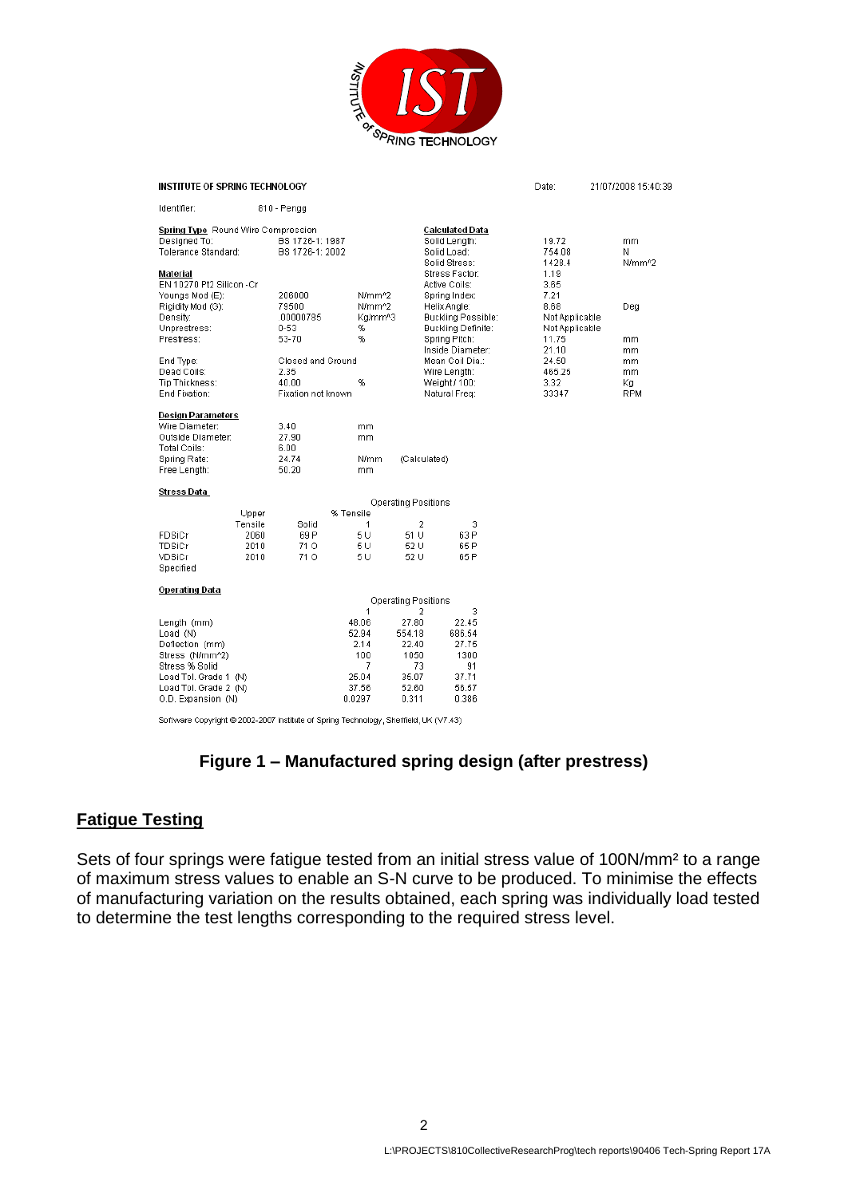**INSTITUTE OF SPRING TECHNOLOGY** Date: 21/07/2008 15:40:39

Identifier: 810 - Pengg

| **Spring Type** Round Wire Compression | | | **Calculated Data** | | |
|---|---|---|---|---|---|
| Designed To: | BS 1726-1: 1987 | | Solid Length: | 19.72 | mm |
| Tolerance Standard: | BS 1726-1: 2002 | | Solid Load: | 754.08 | N |
| | | | Solid Stress: | 1428.4 | N/mm^2 |
| **Material** | | | Stress Factor: | 1.19 | |
| EN 10270 Pt2 Silicon -Cr | | | Active Coils: | 3.65 | |
| Youngs Mod (E): | 206000 | N/mm^2 | Spring Index: | 7.21 | |
| Rigidity Mod (G): | 79500 | N/mm^2 | Helix Angle: | 8.68 | Deg |
| Density: | .00000785 | Kg/mm^3 | Buckling Possible: | Not Applicable | |
| Unprestress: | 0-53 | % | Buckling Definite: | Not Applicable | |
| Prestress: | 53-70 | % | Spring Pitch: | 11.75 | mm |
| | | | Inside Diameter: | 21.10 | mm |
| End Type: | Closed and Ground | | Mean Coil Dia.: | 24.50 | mm |
| Dead Coils: | 2.35 | | Wire Length: | 465.25 | mm |
| Tip Thickness: | 40.00 | % | Weight / 100: | 3.32 | Kg |
| End Fixation: | Fixation not known | | Natural Freq: | 33347 | RPM |

**Design Parameters**

| | | | |
|---|---|---|---|
| Wire Diameter: | 3.40 | mm | |
| Outside Diameter: | 27.90 | mm | |
| Total Coils: | 6.00 | | |
| Spring Rate: | 24.74 | N/mm | (Calculated) |
| Free Length: | 50.20 | mm | |

**Stress Data**

| | Upper Tensile | % Tensile Solid | Operating Positions 1 | 2 | 3 |
|---|---|---|---|---|---|
| FDSiCr | 2060 | 69 P | 5 U | 51 U | 63 P |
| TDSiCr | 2010 | 71 O | 5 U | 52 U | 65 P |
| VDSiCr | 2010 | 71 O | 5 U | 52 U | 65 P |
| Specified | | | | | |

**Operating Data**

| | Operating Positions 1 | 2 | 3 |
|---|---|---|---|
| Length (mm) | 48.06 | 27.80 | 22.45 |
| Load (N) | 52.94 | 554.18 | 686.54 |
| Deflection (mm) | 2.14 | 22.40 | 27.75 |
| Stress (N/mm^2) | 100 | 1050 | 1300 |
| Stress % Solid | 7 | 73 | 91 |
| Load Tol. Grade 1 (N) | 25.04 | 35.07 | 37.71 |
| Load Tol. Grade 2 (N) | 37.56 | 52.60 | 56.57 |
| O.D. Expansion (N) | 0.0297 | 0.311 | 0.386 |

Software Copyright © 2002-2007 Institute of Spring Technology, Sheffield, UK (V7.43)

**Figure 1 – Manufactured spring design (after prestress)**

## Fatigue Testing

Sets of four springs were fatigue tested from an initial stress value of 100N/mm² to a range of maximum stress values to enable an S-N curve to be produced. To minimise the effects of manufacturing variation on the results obtained, each spring was individually load tested to determine the test lengths corresponding to the required stress level.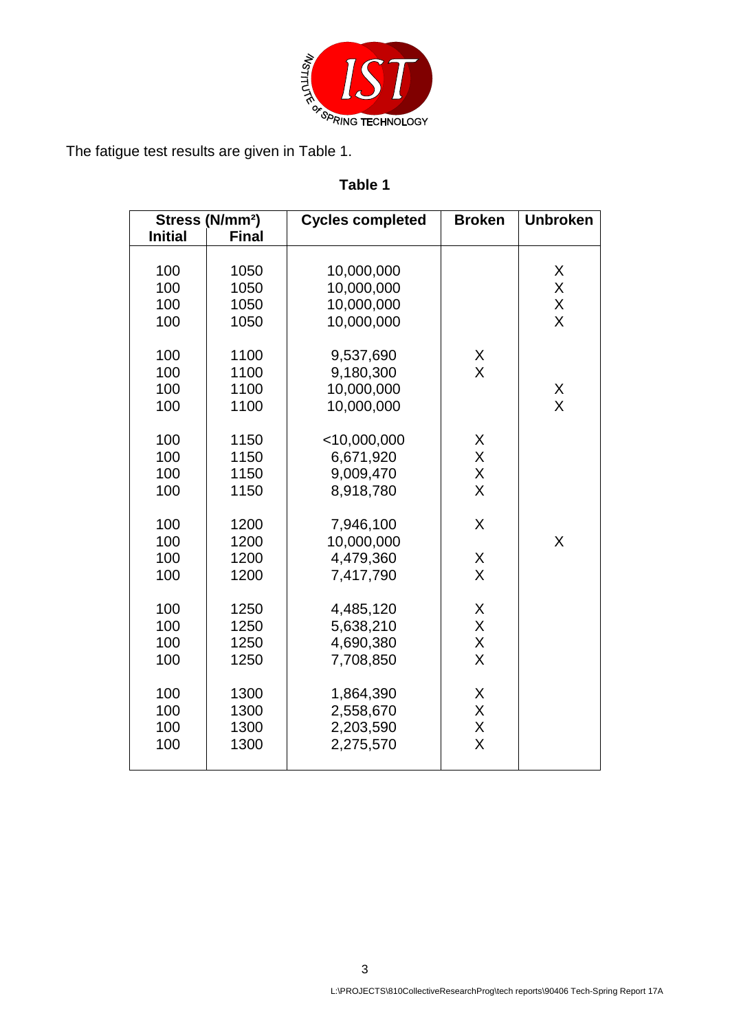The fatigue test results are given in Table 1.

**Table 1**

| Stress (N/mm²) | | Cycles completed | Broken | Unbroken |
|---|---|---|---|---|
| **Initial** | **Final** | | | |
| 100 | 1050 | 10,000,000 | | X |
| 100 | 1050 | 10,000,000 | | X |
| 100 | 1050 | 10,000,000 | | X |
| 100 | 1050 | 10,000,000 | | X |
| 100 | 1100 | 9,537,690 | X | |
| 100 | 1100 | 9,180,300 | X | |
| 100 | 1100 | 10,000,000 | | X |
| 100 | 1100 | 10,000,000 | | X |
| 100 | 1150 | <10,000,000 | X | |
| 100 | 1150 | 6,671,920 | X | |
| 100 | 1150 | 9,009,470 | X | |
| 100 | 1150 | 8,918,780 | X | |
| 100 | 1200 | 7,946,100 | X | |
| 100 | 1200 | 10,000,000 | | X |
| 100 | 1200 | 4,479,360 | X | |
| 100 | 1200 | 7,417,790 | X | |
| 100 | 1250 | 4,485,120 | X | |
| 100 | 1250 | 5,638,210 | X | |
| 100 | 1250 | 4,690,380 | X | |
| 100 | 1250 | 7,708,850 | X | |
| 100 | 1300 | 1,864,390 | X | |
| 100 | 1300 | 2,558,670 | X | |
| 100 | 1300 | 2,203,590 | X | |
| 100 | 1300 | 2,275,570 | X | |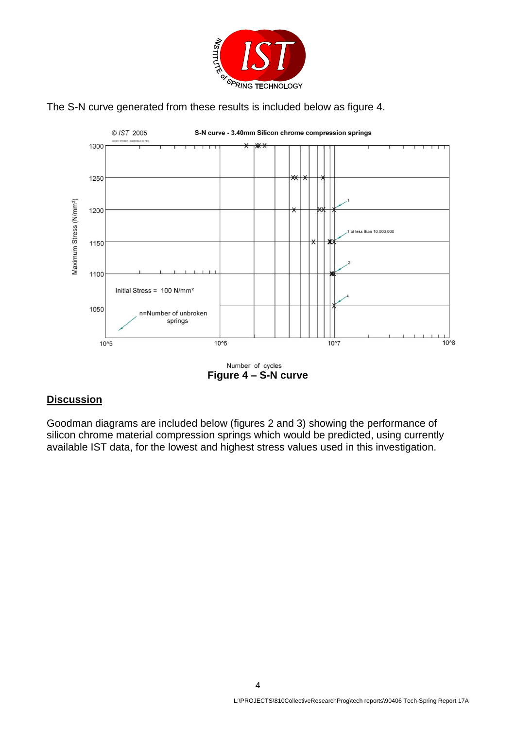The S-N curve generated from these results is included below as figure 4.

**Figure 4 – S-N curve**

## Discussion

Goodman diagrams are included below (figures 2 and 3) showing the performance of silicon chrome material compression springs which would be predicted, using currently available IST data, for the lowest and highest stress values used in this investigation.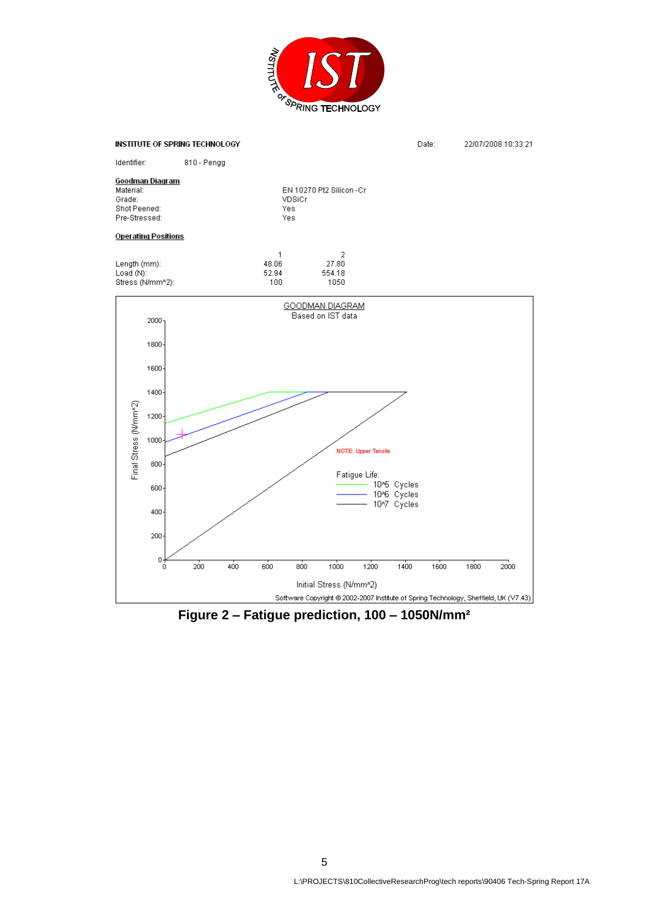INSTITUTE of SPRING TECHNOLOGY

**INSTITUTE OF SPRING TECHNOLOGY** Date: 22/07/2008 10:33:21

Identifier: 810 - Pengg

**Goodman Diagram**

| | |
|---|---|
| Material: | EN 10270 Pt2 Silicon-Cr |
| Grade: | VDSiCr |
| Shot Peened: | Yes |
| Pre-Stressed: | Yes |

**Operating Positions**

| | 1 | 2 |
|---|---|---|
| Length (mm): | 48.06 | 27.80 |
| Load (N): | 52.94 | 554.18 |
| Stress (N/mm^2): | 100 | 1050 |

GOODMAN DIAGRAM
Based on IST data

Final Stress (N/mm^2)

Initial Stress (N/mm^2)

NOTE: Upper Tensile

Fatigue Life:
10^5 Cycles
10^6 Cycles
10^7 Cycles

Software Copyright © 2002-2007 Institute of Spring Technology, Sheffield, UK (V7.43)

**Figure 2 – Fatigue prediction, 100 – 1050N/mm²**

L:\PROJECTS\810CollectiveResearchProg\tech reports\90406 Tech-Spring Report 17A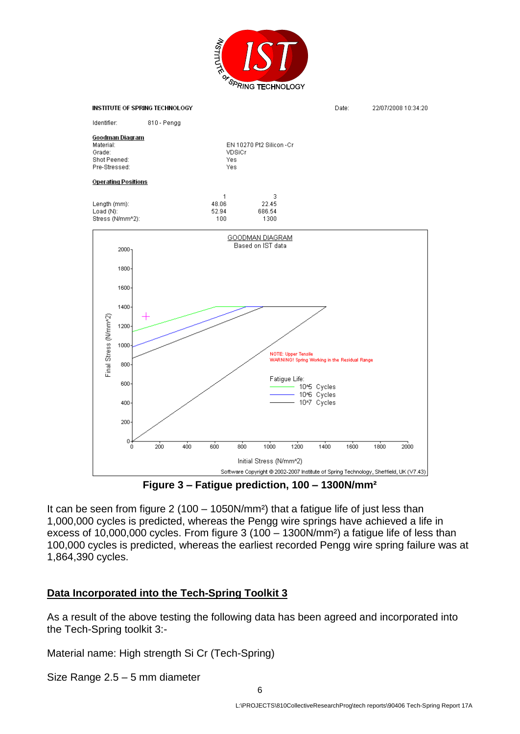INSTITUTE OF SPRING TECHNOLOGY

Date: 22/07/2008 10:34:20

Identifier: 810 - Pengg

**Goodman Diagram**

| | |
|---|---|
| Material: | EN 10270 Pt2 Silicon -Cr |
| Grade: | VDSiCr |
| Shot Peened: | Yes |
| Pre-Stressed: | Yes |

**Operating Positions**

| | 1 | 3 |
|---|---|---|
| Length (mm): | 48.06 | 22.45 |
| Load (N): | 52.94 | 686.54 |
| Stress (N/mm^2): | 100 | 1300 |

GOODMAN DIAGRAM
Based on IST data

NOTE: Upper Tensile
WARNING! Spring Working in the Residual Range

Fatigue Life:
10^5 Cycles
10^6 Cycles
10^7 Cycles

Final Stress (N/mm^2)

Initial Stress (N/mm^2)

Software Copyright © 2002-2007 Institute of Spring Technology, Sheffield, UK (V7.43)

**Figure 3 – Fatigue prediction, 100 – 1300N/mm²**

It can be seen from figure 2 (100 – 1050N/mm²) that a fatigue life of just less than 1,000,000 cycles is predicted, whereas the Pengg wire springs have achieved a life in excess of 10,000,000 cycles. From figure 3 (100 – 1300N/mm²) a fatigue life of less than 100,000 cycles is predicted, whereas the earliest recorded Pengg wire spring failure was at 1,864,390 cycles.

## Data Incorporated into the Tech-Spring Toolkit 3

As a result of the above testing the following data has been agreed and incorporated into the Tech-Spring toolkit 3:-

Material name: High strength Si Cr (Tech-Spring)

Size Range 2.5 – 5 mm diameter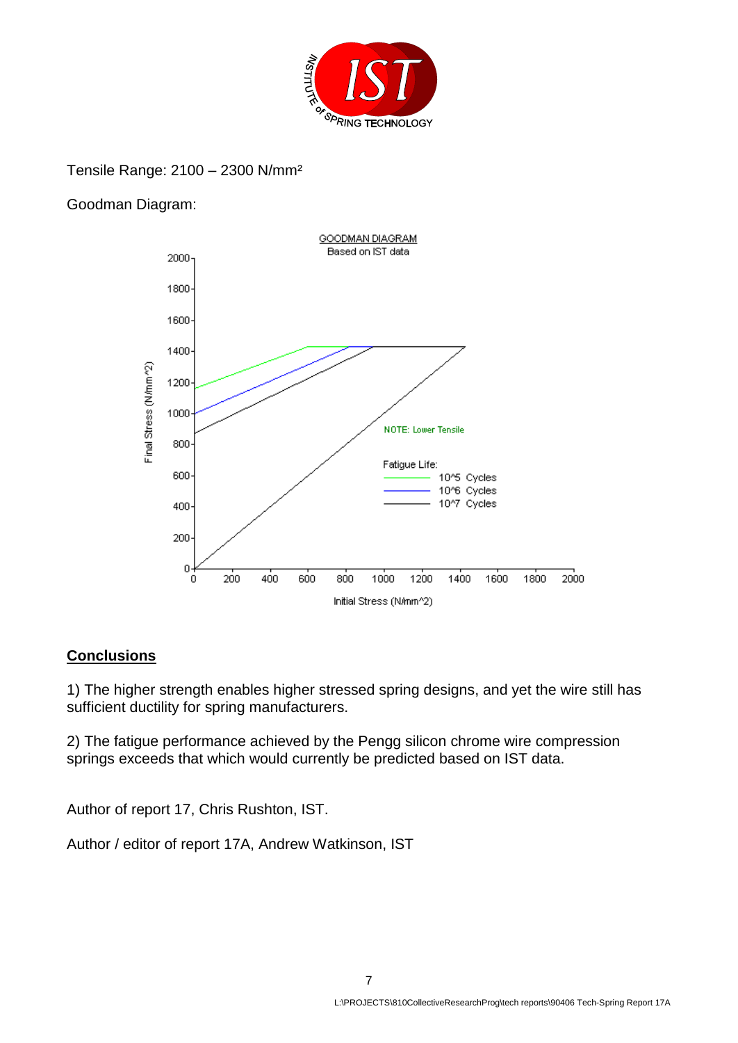Tensile Range: 2100 – 2300 N/mm²

Goodman Diagram:

GOODMAN DIAGRAM
Based on IST data

Final Stress (N/mm^2)

2000
1800
1600
1400
1200
1000
800
600
400
200
0

0 200 400 600 800 1000 1200 1400 1600 1800 2000

Initial Stress (N/mm^2)

NOTE: Lower Tensile

Fatigue Life:
10^5 Cycles
10^6 Cycles
10^7 Cycles

**Conclusions**

1) The higher strength enables higher stressed spring designs, and yet the wire still has sufficient ductility for spring manufacturers.

2) The fatigue performance achieved by the Pengg silicon chrome wire compression springs exceeds that which would currently be predicted based on IST data.

Author of report 17, Chris Rushton, IST.

Author / editor of report 17A, Andrew Watkinson, IST